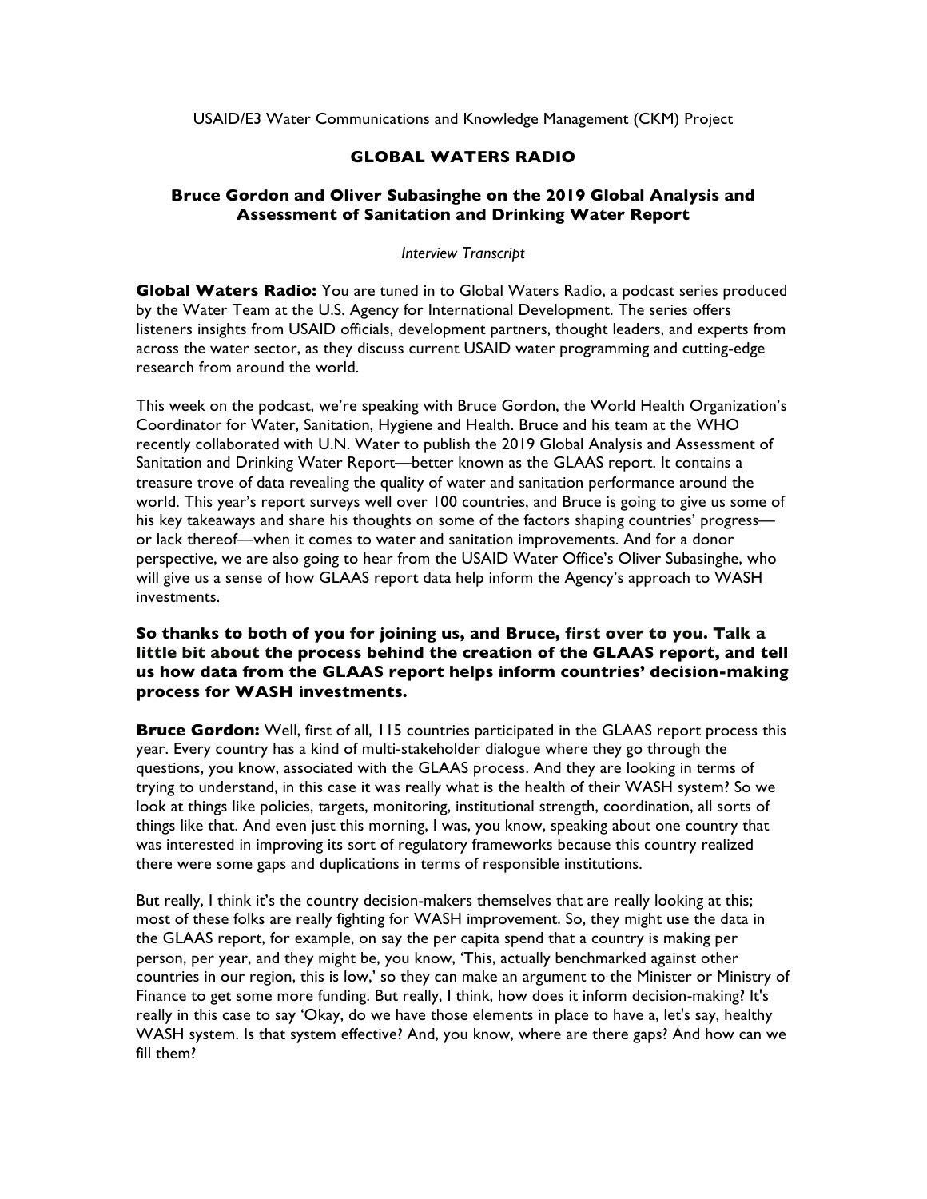USAID/E3 Water Communications and Knowledge Management (CKM) Project

# GLOBAL WATERS RADIO

## Bruce Gordon and Oliver Subasinghe on the 2019 Global Analysis and Assessment of Sanitation and Drinking Water Report

*Interview Transcript*

**Global Waters Radio:** You are tuned in to Global Waters Radio, a podcast series produced by the Water Team at the U.S. Agency for International Development. The series offers listeners insights from USAID officials, development partners, thought leaders, and experts from across the water sector, as they discuss current USAID water programming and cutting-edge research from around the world.

This week on the podcast, we're speaking with Bruce Gordon, the World Health Organization's Coordinator for Water, Sanitation, Hygiene and Health. Bruce and his team at the WHO recently collaborated with U.N. Water to publish the 2019 Global Analysis and Assessment of Sanitation and Drinking Water Report—better known as the GLAAS report. It contains a treasure trove of data revealing the quality of water and sanitation performance around the world. This year's report surveys well over 100 countries, and Bruce is going to give us some of his key takeaways and share his thoughts on some of the factors shaping countries' progress—or lack thereof—when it comes to water and sanitation improvements. And for a donor perspective, we are also going to hear from the USAID Water Office's Oliver Subasinghe, who will give us a sense of how GLAAS report data help inform the Agency's approach to WASH investments.

**So thanks to both of you for joining us, and Bruce, first over to you. Talk a little bit about the process behind the creation of the GLAAS report, and tell us how data from the GLAAS report helps inform countries' decision-making process for WASH investments.**

**Bruce Gordon:** Well, first of all, 115 countries participated in the GLAAS report process this year. Every country has a kind of multi-stakeholder dialogue where they go through the questions, you know, associated with the GLAAS process. And they are looking in terms of trying to understand, in this case it was really what is the health of their WASH system? So we look at things like policies, targets, monitoring, institutional strength, coordination, all sorts of things like that. And even just this morning, I was, you know, speaking about one country that was interested in improving its sort of regulatory frameworks because this country realized there were some gaps and duplications in terms of responsible institutions.

But really, I think it's the country decision-makers themselves that are really looking at this; most of these folks are really fighting for WASH improvement. So, they might use the data in the GLAAS report, for example, on say the per capita spend that a country is making per person, per year, and they might be, you know, 'This, actually benchmarked against other countries in our region, this is low,' so they can make an argument to the Minister or Ministry of Finance to get some more funding. But really, I think, how does it inform decision-making? It's really in this case to say 'Okay, do we have those elements in place to have a, let's say, healthy WASH system. Is that system effective? And, you know, where are there gaps? And how can we fill them?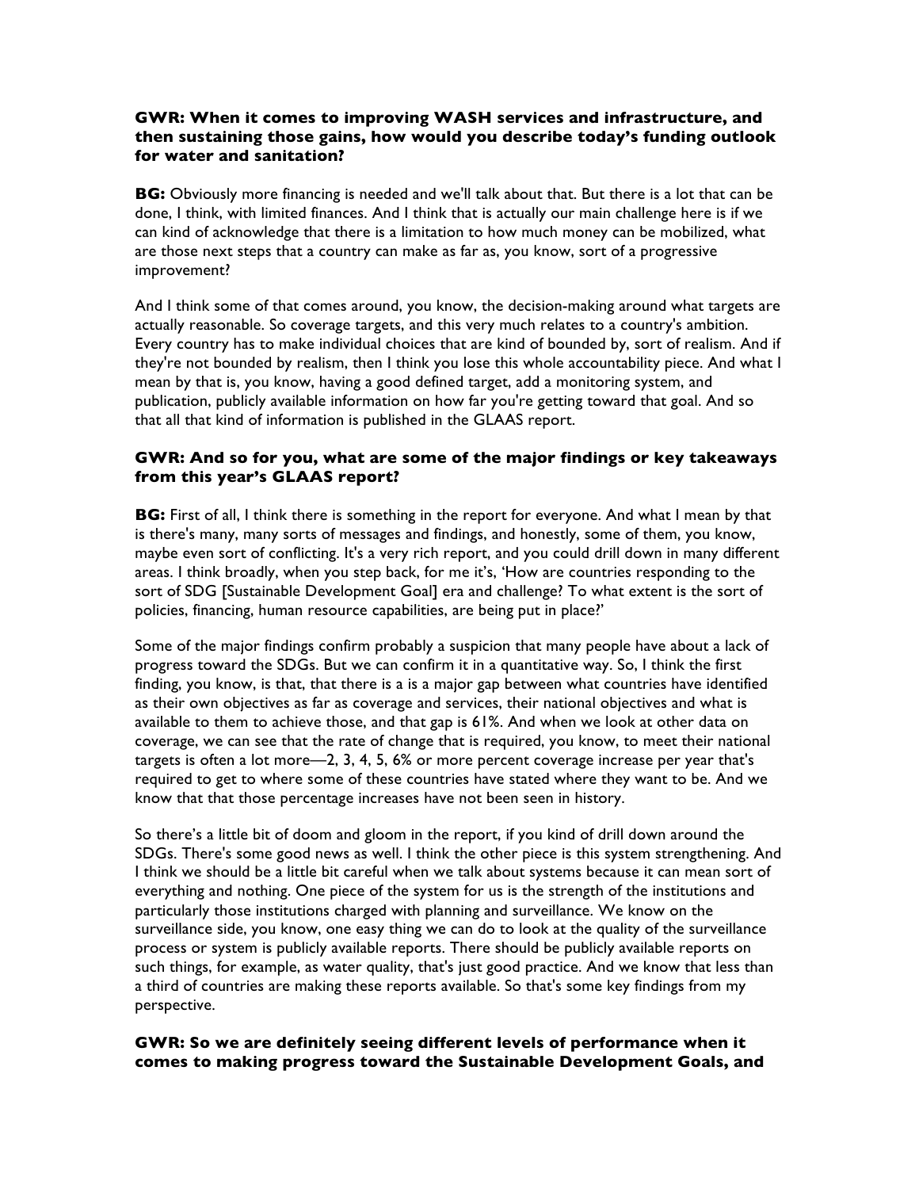**GWR: When it comes to improving WASH services and infrastructure, and then sustaining those gains, how would you describe today's funding outlook for water and sanitation?**

**BG:** Obviously more financing is needed and we'll talk about that. But there is a lot that can be done, I think, with limited finances. And I think that is actually our main challenge here is if we can kind of acknowledge that there is a limitation to how much money can be mobilized, what are those next steps that a country can make as far as, you know, sort of a progressive improvement?

And I think some of that comes around, you know, the decision-making around what targets are actually reasonable. So coverage targets, and this very much relates to a country's ambition. Every country has to make individual choices that are kind of bounded by, sort of realism. And if they're not bounded by realism, then I think you lose this whole accountability piece. And what I mean by that is, you know, having a good defined target, add a monitoring system, and publication, publicly available information on how far you're getting toward that goal. And so that all that kind of information is published in the GLAAS report.

**GWR: And so for you, what are some of the major findings or key takeaways from this year's GLAAS report?**

**BG:** First of all, I think there is something in the report for everyone. And what I mean by that is there's many, many sorts of messages and findings, and honestly, some of them, you know, maybe even sort of conflicting. It's a very rich report, and you could drill down in many different areas. I think broadly, when you step back, for me it's, 'How are countries responding to the sort of SDG [Sustainable Development Goal] era and challenge? To what extent is the sort of policies, financing, human resource capabilities, are being put in place?'

Some of the major findings confirm probably a suspicion that many people have about a lack of progress toward the SDGs. But we can confirm it in a quantitative way. So, I think the first finding, you know, is that, that there is a is a major gap between what countries have identified as their own objectives as far as coverage and services, their national objectives and what is available to them to achieve those, and that gap is 61%. And when we look at other data on coverage, we can see that the rate of change that is required, you know, to meet their national targets is often a lot more—2, 3, 4, 5, 6% or more percent coverage increase per year that's required to get to where some of these countries have stated where they want to be. And we know that that those percentage increases have not been seen in history.

So there's a little bit of doom and gloom in the report, if you kind of drill down around the SDGs. There's some good news as well. I think the other piece is this system strengthening. And I think we should be a little bit careful when we talk about systems because it can mean sort of everything and nothing. One piece of the system for us is the strength of the institutions and particularly those institutions charged with planning and surveillance. We know on the surveillance side, you know, one easy thing we can do to look at the quality of the surveillance process or system is publicly available reports. There should be publicly available reports on such things, for example, as water quality, that's just good practice. And we know that less than a third of countries are making these reports available. So that's some key findings from my perspective.

**GWR: So we are definitely seeing different levels of performance when it comes to making progress toward the Sustainable Development Goals, and**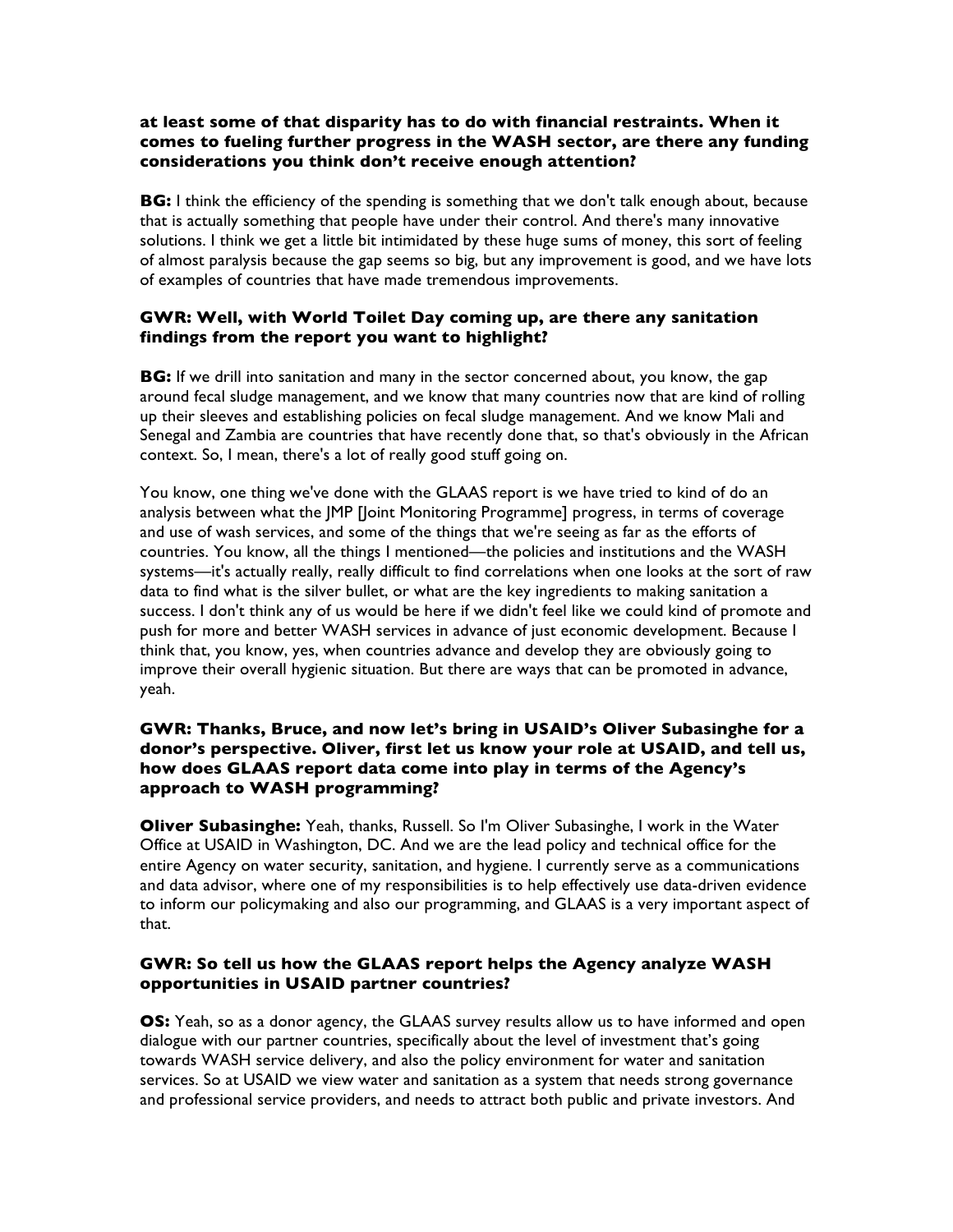**at least some of that disparity has to do with financial restraints. When it comes to fueling further progress in the WASH sector, are there any funding considerations you think don't receive enough attention?**

**BG:** I think the efficiency of the spending is something that we don't talk enough about, because that is actually something that people have under their control. And there's many innovative solutions. I think we get a little bit intimidated by these huge sums of money, this sort of feeling of almost paralysis because the gap seems so big, but any improvement is good, and we have lots of examples of countries that have made tremendous improvements.

**GWR: Well, with World Toilet Day coming up, are there any sanitation findings from the report you want to highlight?**

**BG:** If we drill into sanitation and many in the sector concerned about, you know, the gap around fecal sludge management, and we know that many countries now that are kind of rolling up their sleeves and establishing policies on fecal sludge management. And we know Mali and Senegal and Zambia are countries that have recently done that, so that's obviously in the African context. So, I mean, there's a lot of really good stuff going on.

You know, one thing we've done with the GLAAS report is we have tried to kind of do an analysis between what the JMP [Joint Monitoring Programme] progress, in terms of coverage and use of wash services, and some of the things that we're seeing as far as the efforts of countries. You know, all the things I mentioned—the policies and institutions and the WASH systems—it's actually really, really difficult to find correlations when one looks at the sort of raw data to find what is the silver bullet, or what are the key ingredients to making sanitation a success. I don't think any of us would be here if we didn't feel like we could kind of promote and push for more and better WASH services in advance of just economic development. Because I think that, you know, yes, when countries advance and develop they are obviously going to improve their overall hygienic situation. But there are ways that can be promoted in advance, yeah.

**GWR: Thanks, Bruce, and now let's bring in USAID's Oliver Subasinghe for a donor's perspective. Oliver, first let us know your role at USAID, and tell us, how does GLAAS report data come into play in terms of the Agency's approach to WASH programming?**

**Oliver Subasinghe:** Yeah, thanks, Russell. So I'm Oliver Subasinghe, I work in the Water Office at USAID in Washington, DC. And we are the lead policy and technical office for the entire Agency on water security, sanitation, and hygiene. I currently serve as a communications and data advisor, where one of my responsibilities is to help effectively use data-driven evidence to inform our policymaking and also our programming, and GLAAS is a very important aspect of that.

**GWR: So tell us how the GLAAS report helps the Agency analyze WASH opportunities in USAID partner countries?**

**OS:** Yeah, so as a donor agency, the GLAAS survey results allow us to have informed and open dialogue with our partner countries, specifically about the level of investment that's going towards WASH service delivery, and also the policy environment for water and sanitation services. So at USAID we view water and sanitation as a system that needs strong governance and professional service providers, and needs to attract both public and private investors. And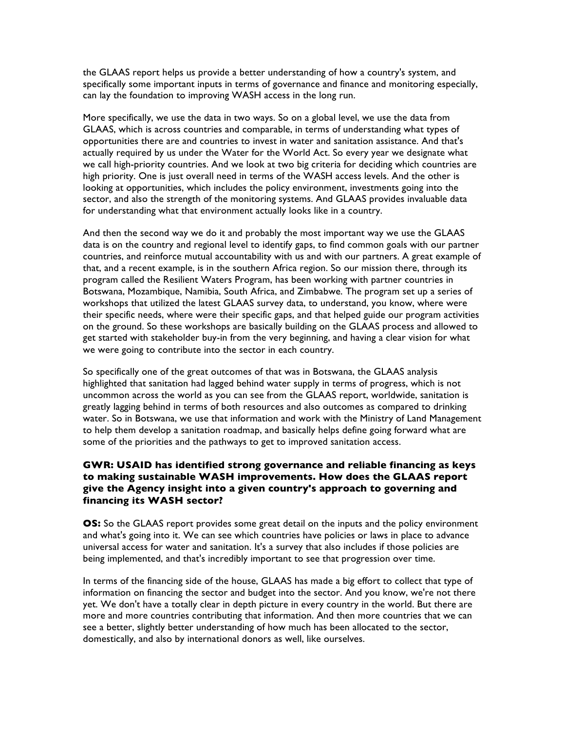the GLAAS report helps us provide a better understanding of how a country's system, and specifically some important inputs in terms of governance and finance and monitoring especially, can lay the foundation to improving WASH access in the long run.

More specifically, we use the data in two ways. So on a global level, we use the data from GLAAS, which is across countries and comparable, in terms of understanding what types of opportunities there are and countries to invest in water and sanitation assistance. And that's actually required by us under the Water for the World Act. So every year we designate what we call high-priority countries. And we look at two big criteria for deciding which countries are high priority. One is just overall need in terms of the WASH access levels. And the other is looking at opportunities, which includes the policy environment, investments going into the sector, and also the strength of the monitoring systems. And GLAAS provides invaluable data for understanding what that environment actually looks like in a country.

And then the second way we do it and probably the most important way we use the GLAAS data is on the country and regional level to identify gaps, to find common goals with our partner countries, and reinforce mutual accountability with us and with our partners. A great example of that, and a recent example, is in the southern Africa region. So our mission there, through its program called the Resilient Waters Program, has been working with partner countries in Botswana, Mozambique, Namibia, South Africa, and Zimbabwe. The program set up a series of workshops that utilized the latest GLAAS survey data, to understand, you know, where were their specific needs, where were their specific gaps, and that helped guide our program activities on the ground. So these workshops are basically building on the GLAAS process and allowed to get started with stakeholder buy-in from the very beginning, and having a clear vision for what we were going to contribute into the sector in each country.

So specifically one of the great outcomes of that was in Botswana, the GLAAS analysis highlighted that sanitation had lagged behind water supply in terms of progress, which is not uncommon across the world as you can see from the GLAAS report, worldwide, sanitation is greatly lagging behind in terms of both resources and also outcomes as compared to drinking water. So in Botswana, we use that information and work with the Ministry of Land Management to help them develop a sanitation roadmap, and basically helps define going forward what are some of the priorities and the pathways to get to improved sanitation access.

**GWR: USAID has identified strong governance and reliable financing as keys to making sustainable WASH improvements. How does the GLAAS report give the Agency insight into a given country's approach to governing and financing its WASH sector?**

**OS:** So the GLAAS report provides some great detail on the inputs and the policy environment and what's going into it. We can see which countries have policies or laws in place to advance universal access for water and sanitation. It's a survey that also includes if those policies are being implemented, and that's incredibly important to see that progression over time.

In terms of the financing side of the house, GLAAS has made a big effort to collect that type of information on financing the sector and budget into the sector. And you know, we're not there yet. We don't have a totally clear in depth picture in every country in the world. But there are more and more countries contributing that information. And then more countries that we can see a better, slightly better understanding of how much has been allocated to the sector, domestically, and also by international donors as well, like ourselves.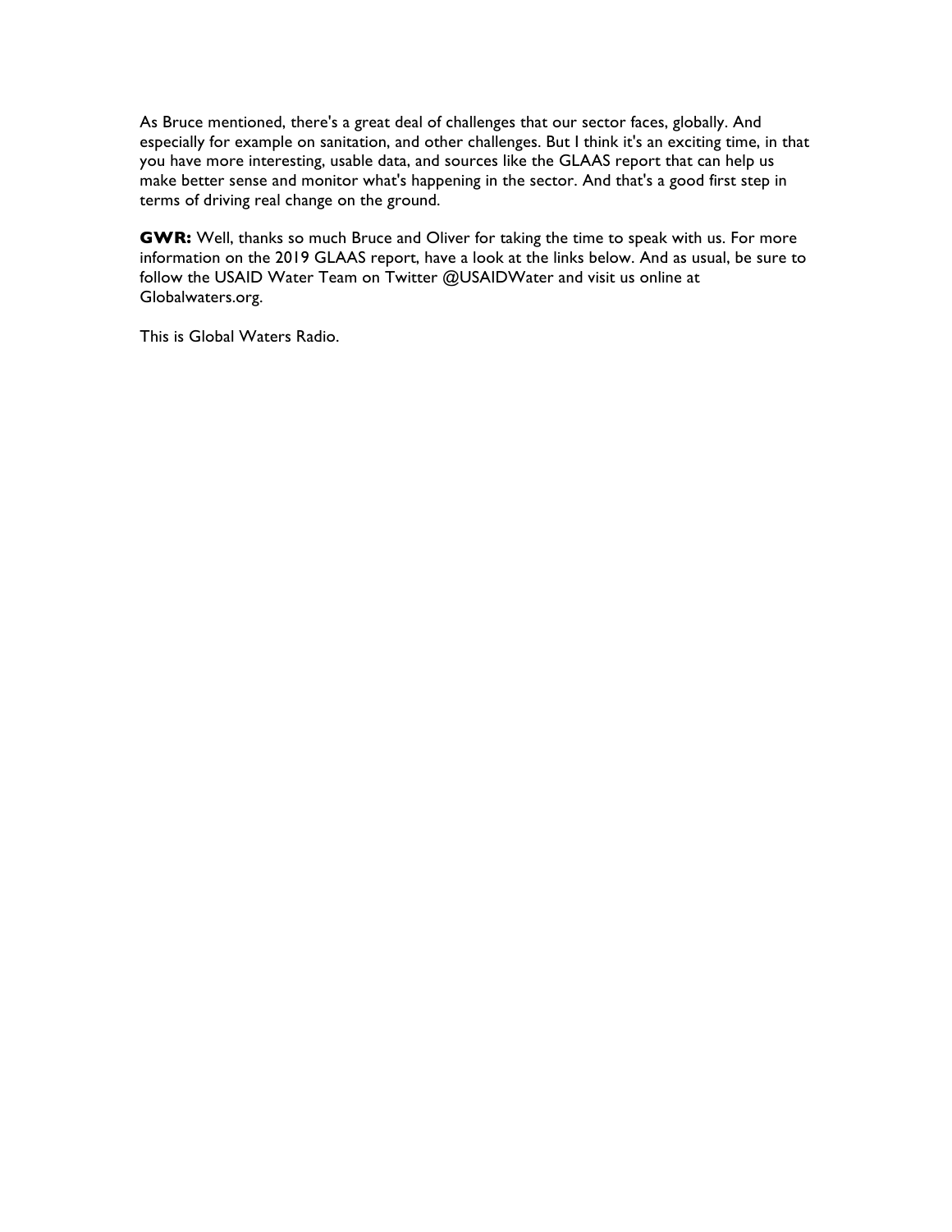As Bruce mentioned, there's a great deal of challenges that our sector faces, globally. And especially for example on sanitation, and other challenges. But I think it's an exciting time, in that you have more interesting, usable data, and sources like the GLAAS report that can help us make better sense and monitor what's happening in the sector. And that's a good first step in terms of driving real change on the ground.

**GWR:** Well, thanks so much Bruce and Oliver for taking the time to speak with us. For more information on the 2019 GLAAS report, have a look at the links below. And as usual, be sure to follow the USAID Water Team on Twitter @USAIDWater and visit us online at Globalwaters.org.

This is Global Waters Radio.